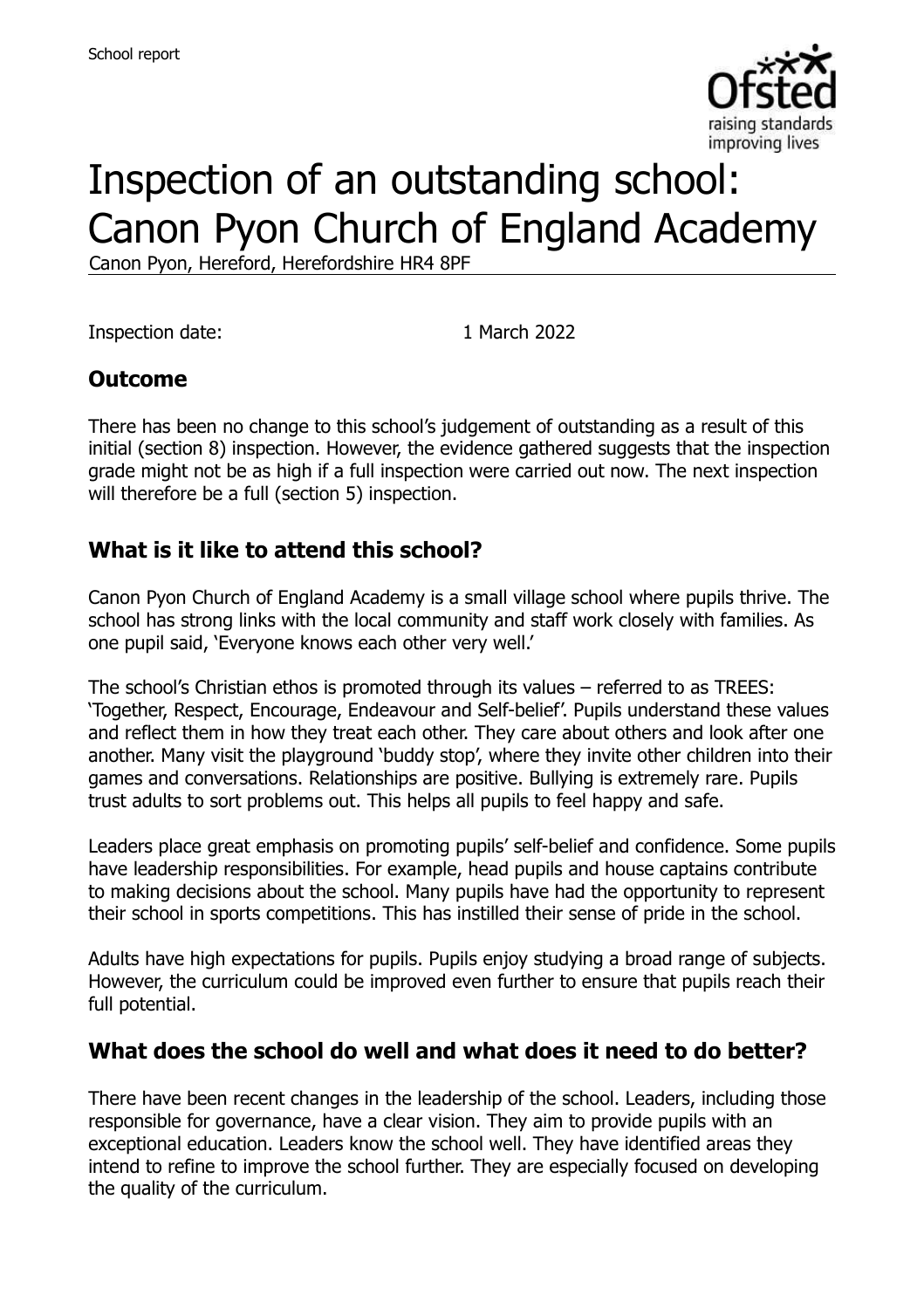# Inspection of an outstanding school: Canon Pyon Church of England Academy

Canon Pyon, Hereford, Herefordshire HR4 8PF

Inspection date: 1 March 2022

## Outcome

There has been no change to this school's judgement of outstanding as a result of this initial (section 8) inspection. However, the evidence gathered suggests that the inspection grade might not be as high if a full inspection were carried out now. The next inspection will therefore be a full (section 5) inspection.

## What is it like to attend this school?

Canon Pyon Church of England Academy is a small village school where pupils thrive. The school has strong links with the local community and staff work closely with families. As one pupil said, 'Everyone knows each other very well.'

The school's Christian ethos is promoted through its values – referred to as TREES: 'Together, Respect, Encourage, Endeavour and Self-belief'. Pupils understand these values and reflect them in how they treat each other. They care about others and look after one another. Many visit the playground 'buddy stop', where they invite other children into their games and conversations. Relationships are positive. Bullying is extremely rare. Pupils trust adults to sort problems out. This helps all pupils to feel happy and safe.

Leaders place great emphasis on promoting pupils' self-belief and confidence. Some pupils have leadership responsibilities. For example, head pupils and house captains contribute to making decisions about the school. Many pupils have had the opportunity to represent their school in sports competitions. This has instilled their sense of pride in the school.

Adults have high expectations for pupils. Pupils enjoy studying a broad range of subjects. However, the curriculum could be improved even further to ensure that pupils reach their full potential.

## What does the school do well and what does it need to do better?

There have been recent changes in the leadership of the school. Leaders, including those responsible for governance, have a clear vision. They aim to provide pupils with an exceptional education. Leaders know the school well. They have identified areas they intend to refine to improve the school further. They are especially focused on developing the quality of the curriculum.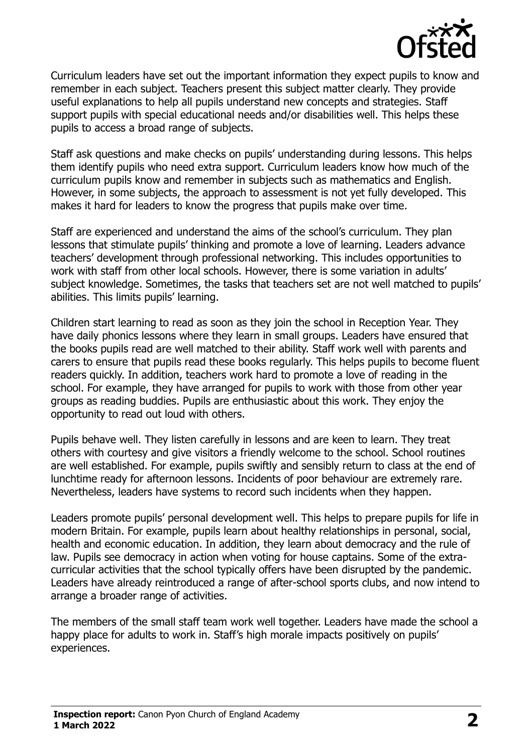Curriculum leaders have set out the important information they expect pupils to know and remember in each subject. Teachers present this subject matter clearly. They provide useful explanations to help all pupils understand new concepts and strategies. Staff support pupils with special educational needs and/or disabilities well. This helps these pupils to access a broad range of subjects.

Staff ask questions and make checks on pupils' understanding during lessons. This helps them identify pupils who need extra support. Curriculum leaders know how much of the curriculum pupils know and remember in subjects such as mathematics and English. However, in some subjects, the approach to assessment is not yet fully developed. This makes it hard for leaders to know the progress that pupils make over time.

Staff are experienced and understand the aims of the school's curriculum. They plan lessons that stimulate pupils' thinking and promote a love of learning. Leaders advance teachers' development through professional networking. This includes opportunities to work with staff from other local schools. However, there is some variation in adults' subject knowledge. Sometimes, the tasks that teachers set are not well matched to pupils' abilities. This limits pupils' learning.

Children start learning to read as soon as they join the school in Reception Year. They have daily phonics lessons where they learn in small groups. Leaders have ensured that the books pupils read are well matched to their ability. Staff work well with parents and carers to ensure that pupils read these books regularly. This helps pupils to become fluent readers quickly. In addition, teachers work hard to promote a love of reading in the school. For example, they have arranged for pupils to work with those from other year groups as reading buddies. Pupils are enthusiastic about this work. They enjoy the opportunity to read out loud with others.

Pupils behave well. They listen carefully in lessons and are keen to learn. They treat others with courtesy and give visitors a friendly welcome to the school. School routines are well established. For example, pupils swiftly and sensibly return to class at the end of lunchtime ready for afternoon lessons. Incidents of poor behaviour are extremely rare. Nevertheless, leaders have systems to record such incidents when they happen.

Leaders promote pupils' personal development well. This helps to prepare pupils for life in modern Britain. For example, pupils learn about healthy relationships in personal, social, health and economic education. In addition, they learn about democracy and the rule of law. Pupils see democracy in action when voting for house captains. Some of the extra-curricular activities that the school typically offers have been disrupted by the pandemic. Leaders have already reintroduced a range of after-school sports clubs, and now intend to arrange a broader range of activities.

The members of the small staff team work well together. Leaders have made the school a happy place for adults to work in. Staff's high morale impacts positively on pupils' experiences.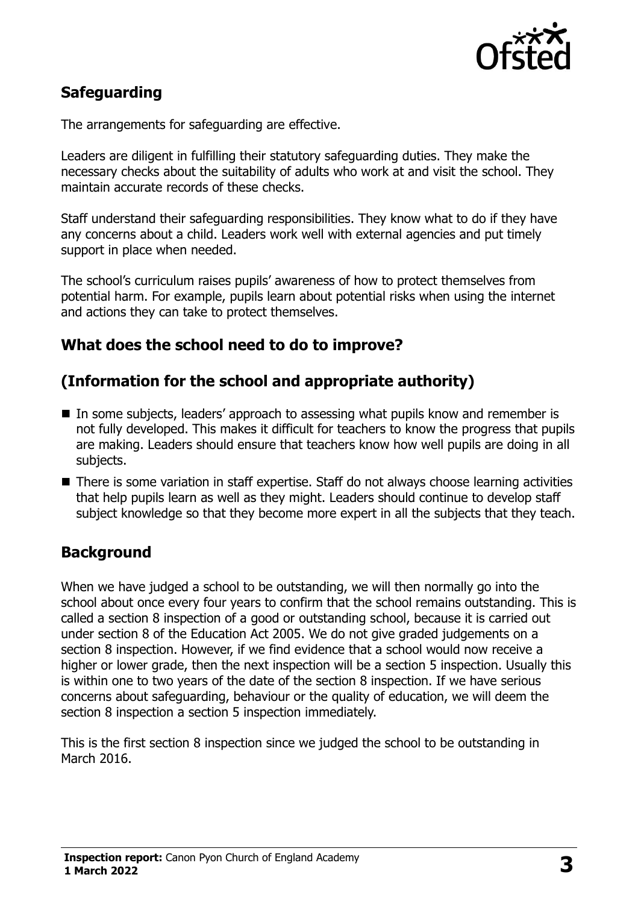## Safeguarding

The arrangements for safeguarding are effective.

Leaders are diligent in fulfilling their statutory safeguarding duties. They make the necessary checks about the suitability of adults who work at and visit the school. They maintain accurate records of these checks.

Staff understand their safeguarding responsibilities. They know what to do if they have any concerns about a child. Leaders work well with external agencies and put timely support in place when needed.

The school's curriculum raises pupils' awareness of how to protect themselves from potential harm. For example, pupils learn about potential risks when using the internet and actions they can take to protect themselves.

## What does the school need to do to improve?

## (Information for the school and appropriate authority)

- In some subjects, leaders' approach to assessing what pupils know and remember is not fully developed. This makes it difficult for teachers to know the progress that pupils are making. Leaders should ensure that teachers know how well pupils are doing in all subjects.
- There is some variation in staff expertise. Staff do not always choose learning activities that help pupils learn as well as they might. Leaders should continue to develop staff subject knowledge so that they become more expert in all the subjects that they teach.

## Background

When we have judged a school to be outstanding, we will then normally go into the school about once every four years to confirm that the school remains outstanding. This is called a section 8 inspection of a good or outstanding school, because it is carried out under section 8 of the Education Act 2005. We do not give graded judgements on a section 8 inspection. However, if we find evidence that a school would now receive a higher or lower grade, then the next inspection will be a section 5 inspection. Usually this is within one to two years of the date of the section 8 inspection. If we have serious concerns about safeguarding, behaviour or the quality of education, we will deem the section 8 inspection a section 5 inspection immediately.

This is the first section 8 inspection since we judged the school to be outstanding in March 2016.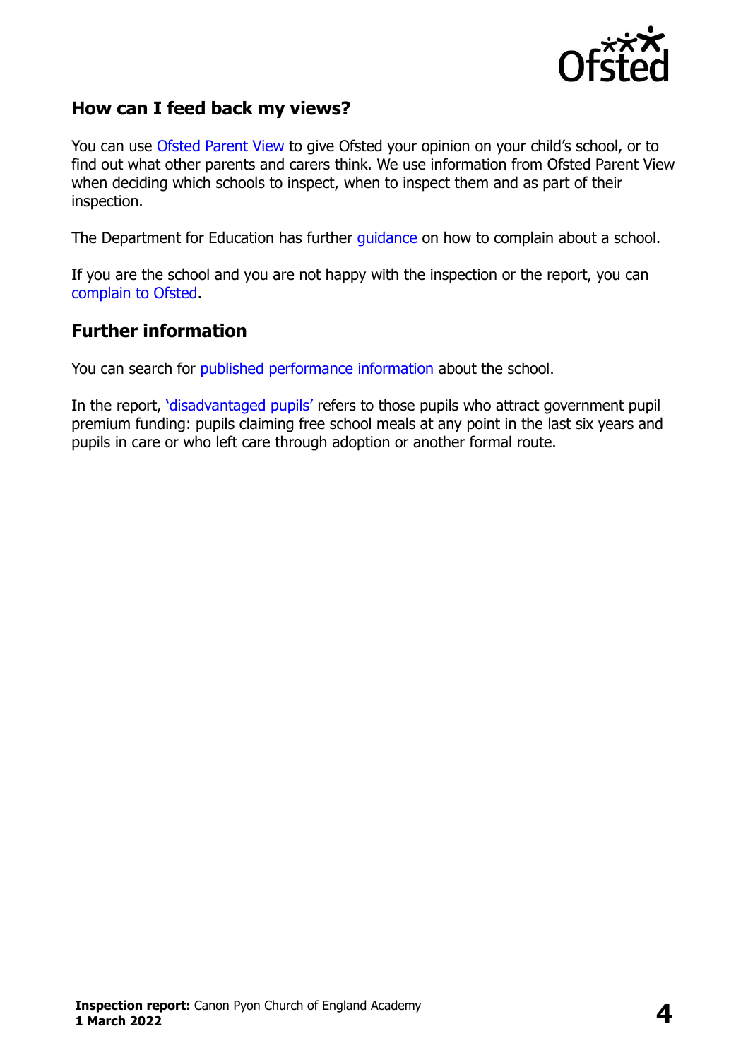## How can I feed back my views?

You can use Ofsted Parent View to give Ofsted your opinion on your child's school, or to find out what other parents and carers think. We use information from Ofsted Parent View when deciding which schools to inspect, when to inspect them and as part of their inspection.

The Department for Education has further guidance on how to complain about a school.

If you are the school and you are not happy with the inspection or the report, you can complain to Ofsted.

## Further information

You can search for published performance information about the school.

In the report, 'disadvantaged pupils' refers to those pupils who attract government pupil premium funding: pupils claiming free school meals at any point in the last six years and pupils in care or who left care through adoption or another formal route.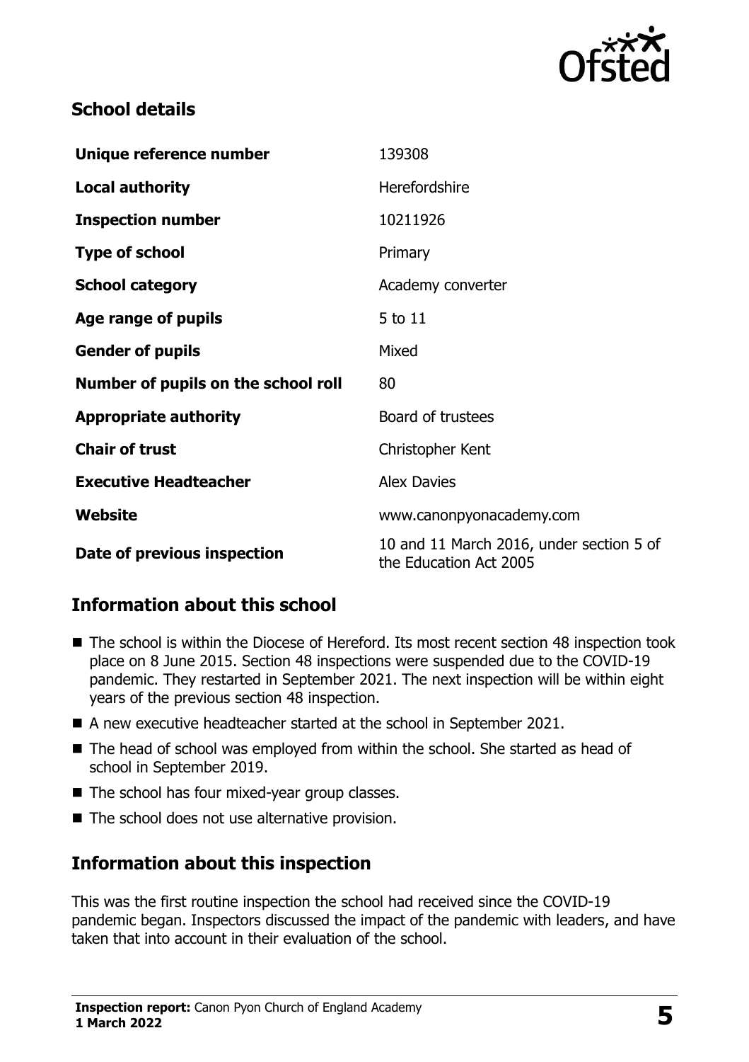## School details

| | |
|---|---|
| **Unique reference number** | 139308 |
| **Local authority** | Herefordshire |
| **Inspection number** | 10211926 |
| **Type of school** | Primary |
| **School category** | Academy converter |
| **Age range of pupils** | 5 to 11 |
| **Gender of pupils** | Mixed |
| **Number of pupils on the school roll** | 80 |
| **Appropriate authority** | Board of trustees |
| **Chair of trust** | Christopher Kent |
| **Executive Headteacher** | Alex Davies |
| **Website** | www.canonpyonacademy.com |
| **Date of previous inspection** | 10 and 11 March 2016, under section 5 of the Education Act 2005 |

## Information about this school

- The school is within the Diocese of Hereford. Its most recent section 48 inspection took place on 8 June 2015. Section 48 inspections were suspended due to the COVID-19 pandemic. They restarted in September 2021. The next inspection will be within eight years of the previous section 48 inspection.
- A new executive headteacher started at the school in September 2021.
- The head of school was employed from within the school. She started as head of school in September 2019.
- The school has four mixed-year group classes.
- The school does not use alternative provision.

## Information about this inspection

This was the first routine inspection the school had received since the COVID-19 pandemic began. Inspectors discussed the impact of the pandemic with leaders, and have taken that into account in their evaluation of the school.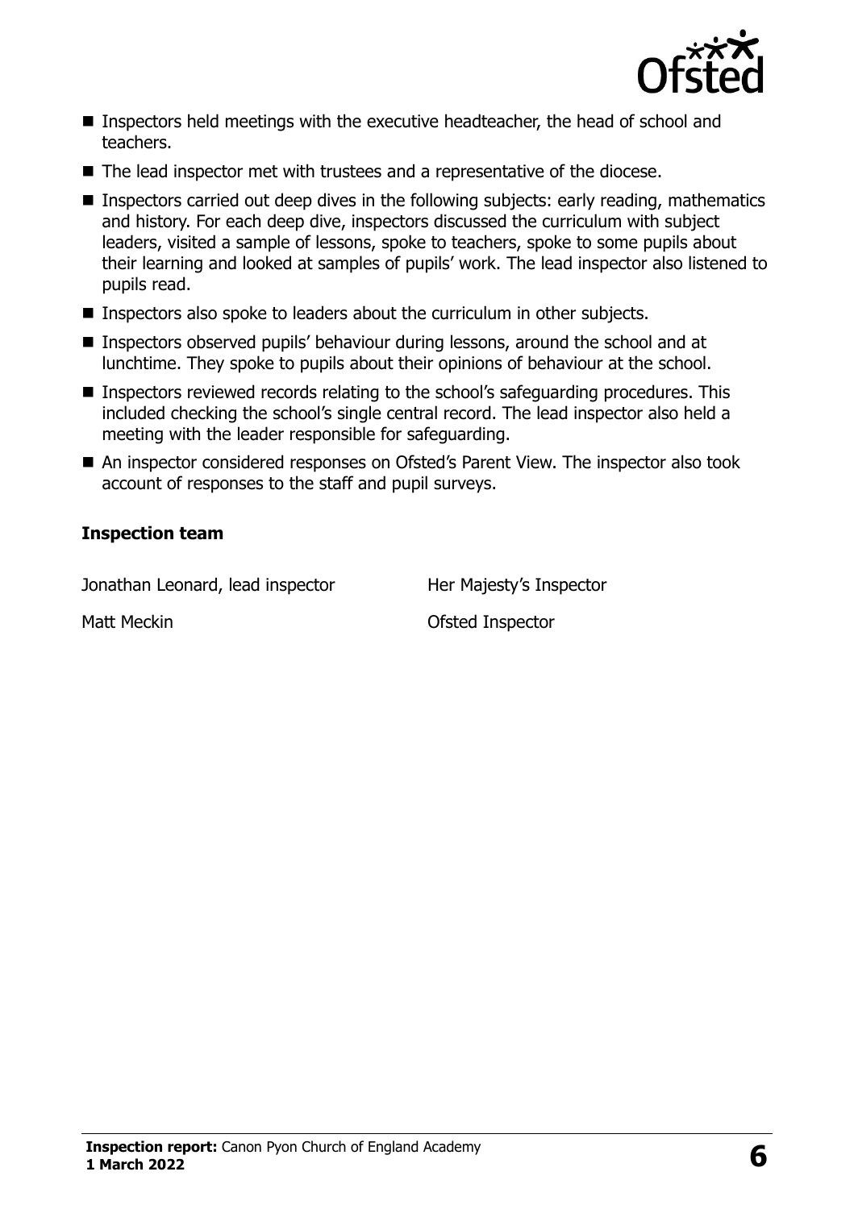- Inspectors held meetings with the executive headteacher, the head of school and teachers.
- The lead inspector met with trustees and a representative of the diocese.
- Inspectors carried out deep dives in the following subjects: early reading, mathematics and history. For each deep dive, inspectors discussed the curriculum with subject leaders, visited a sample of lessons, spoke to teachers, spoke to some pupils about their learning and looked at samples of pupils' work. The lead inspector also listened to pupils read.
- Inspectors also spoke to leaders about the curriculum in other subjects.
- Inspectors observed pupils' behaviour during lessons, around the school and at lunchtime. They spoke to pupils about their opinions of behaviour at the school.
- Inspectors reviewed records relating to the school's safeguarding procedures. This included checking the school's single central record. The lead inspector also held a meeting with the leader responsible for safeguarding.
- An inspector considered responses on Ofsted's Parent View. The inspector also took account of responses to the staff and pupil surveys.

### Inspection team

| | |
|---|---|
| Jonathan Leonard, lead inspector | Her Majesty's Inspector |
| Matt Meckin | Ofsted Inspector |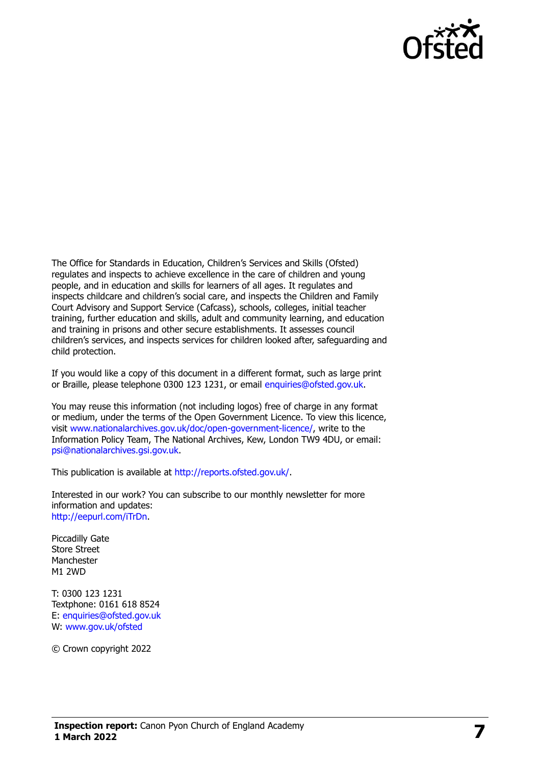The Office for Standards in Education, Children's Services and Skills (Ofsted) regulates and inspects to achieve excellence in the care of children and young people, and in education and skills for learners of all ages. It regulates and inspects childcare and children's social care, and inspects the Children and Family Court Advisory and Support Service (Cafcass), schools, colleges, initial teacher training, further education and skills, adult and community learning, and education and training in prisons and other secure establishments. It assesses council children's services, and inspects services for children looked after, safeguarding and child protection.

If you would like a copy of this document in a different format, such as large print or Braille, please telephone 0300 123 1231, or email enquiries@ofsted.gov.uk.

You may reuse this information (not including logos) free of charge in any format or medium, under the terms of the Open Government Licence. To view this licence, visit www.nationalarchives.gov.uk/doc/open-government-licence/, write to the Information Policy Team, The National Archives, Kew, London TW9 4DU, or email: psi@nationalarchives.gsi.gov.uk.

This publication is available at http://reports.ofsted.gov.uk/.

Interested in our work? You can subscribe to our monthly newsletter for more information and updates:
http://eepurl.com/iTrDn.

Piccadilly Gate
Store Street
Manchester
M1 2WD

T: 0300 123 1231
Textphone: 0161 618 8524
E: enquiries@ofsted.gov.uk
W: www.gov.uk/ofsted

© Crown copyright 2022